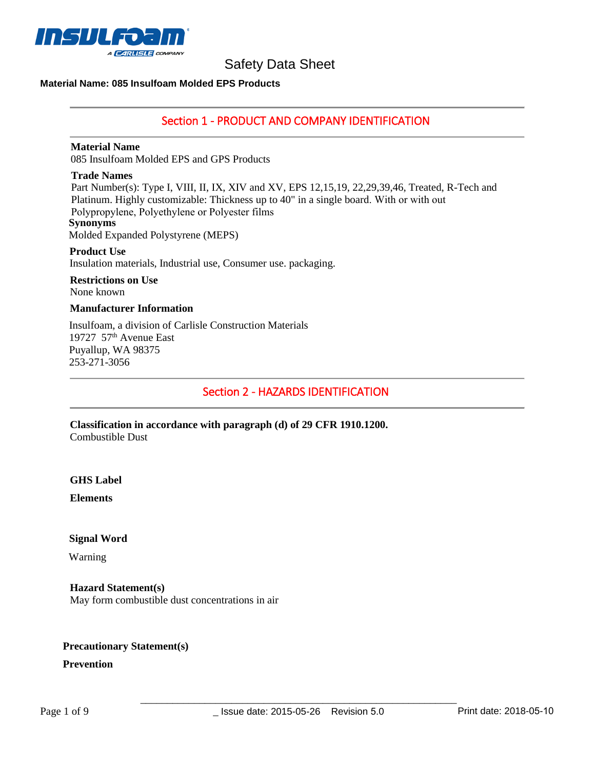# Safety Data Sheet

**Material Name: 085 Insulfoam Molded EPS Products**

## Section 1 - PRODUCT AND COMPANY IDENTIFICATION

**Material Name**
085 Insulfoam Molded EPS and GPS Products

**Trade Names**
Part Number(s): Type I, VIII, II, IX, XIV and XV, EPS 12,15,19, 22,29,39,46, Treated, R-Tech and Platinum. Highly customizable: Thickness up to 40" in a single board. With or with out Polypropylene, Polyethylene or Polyester films

**Synonyms**
Molded Expanded Polystyrene (MEPS)

**Product Use**
Insulation materials, Industrial use, Consumer use. packaging.

**Restrictions on Use**
None known

**Manufacturer Information**

Insulfoam, a division of Carlisle Construction Materials
19727 57th Avenue East
Puyallup, WA 98375
253-271-3056

## Section 2 - HAZARDS IDENTIFICATION

**Classification in accordance with paragraph (d) of 29 CFR 1910.1200.**
Combustible Dust

**GHS Label**

**Elements**

**Signal Word**

Warning

**Hazard Statement(s)**
May form combustible dust concentrations in air

**Precautionary Statement(s)**

**Prevention**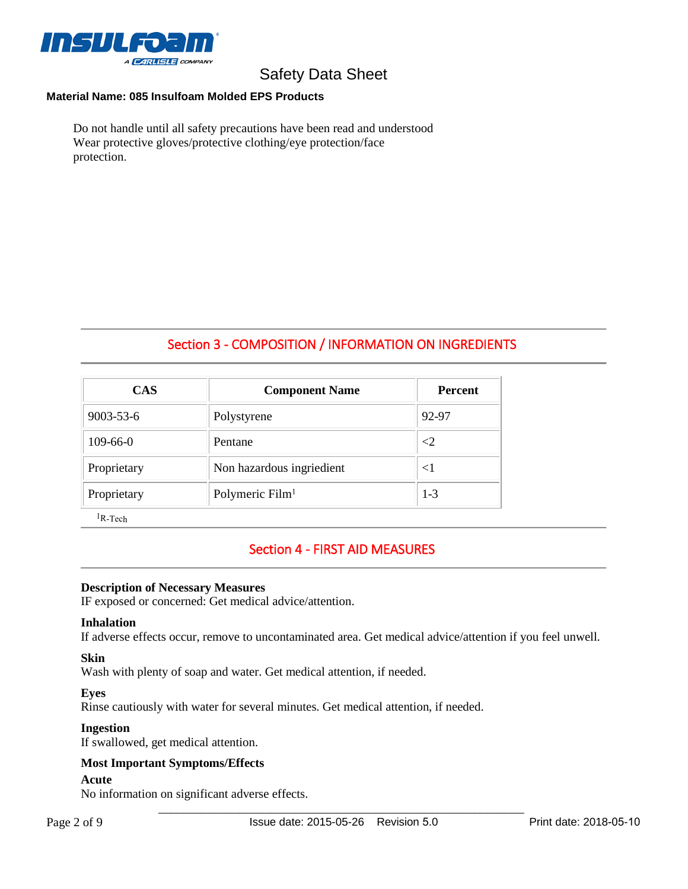Do not handle until all safety precautions have been read and understood
Wear protective gloves/protective clothing/eye protection/face protection.

## Section 3 - COMPOSITION / INFORMATION ON INGREDIENTS

| CAS | Component Name | Percent |
|---|---|---|
| 9003-53-6 | Polystyrene | 92-97 |
| 109-66-0 | Pentane | <2 |
| Proprietary | Non hazardous ingriedient | <1 |
| Proprietary | Polymeric Film[1] | 1-3 |

[1]R-Tech

## Section 4 - FIRST AID MEASURES

**Description of Necessary Measures**
IF exposed or concerned: Get medical advice/attention.

**Inhalation**
If adverse effects occur, remove to uncontaminated area. Get medical advice/attention if you feel unwell.

**Skin**
Wash with plenty of soap and water. Get medical attention, if needed.

**Eyes**
Rinse cautiously with water for several minutes. Get medical attention, if needed.

**Ingestion**
If swallowed, get medical attention.

**Most Important Symptoms/Effects**

**Acute**
No information on significant adverse effects.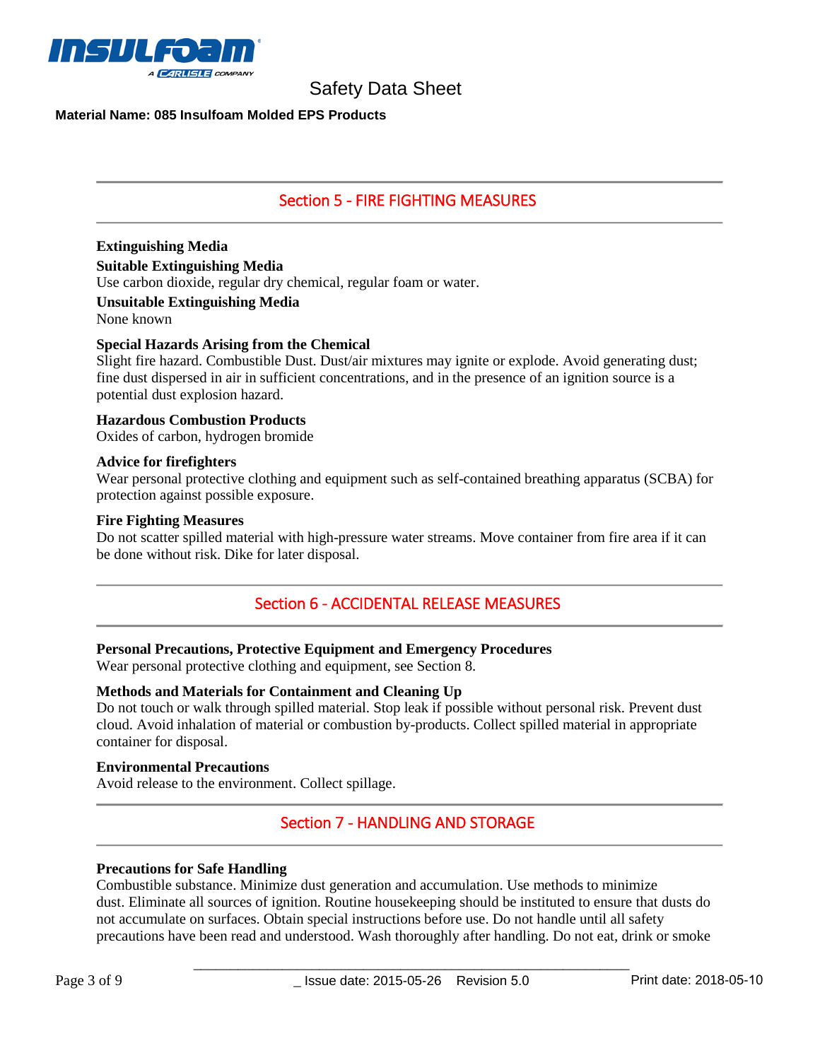## Section 5 - FIRE FIGHTING MEASURES

**Extinguishing Media**

**Suitable Extinguishing Media**

Use carbon dioxide, regular dry chemical, regular foam or water.

**Unsuitable Extinguishing Media**

None known

**Special Hazards Arising from the Chemical**

Slight fire hazard. Combustible Dust. Dust/air mixtures may ignite or explode. Avoid generating dust; fine dust dispersed in air in sufficient concentrations, and in the presence of an ignition source is a potential dust explosion hazard.

**Hazardous Combustion Products**

Oxides of carbon, hydrogen bromide

**Advice for firefighters**

Wear personal protective clothing and equipment such as self-contained breathing apparatus (SCBA) for protection against possible exposure.

**Fire Fighting Measures**

Do not scatter spilled material with high-pressure water streams. Move container from fire area if it can be done without risk. Dike for later disposal.

## Section 6 - ACCIDENTAL RELEASE MEASURES

**Personal Precautions, Protective Equipment and Emergency Procedures**

Wear personal protective clothing and equipment, see Section 8.

**Methods and Materials for Containment and Cleaning Up**

Do not touch or walk through spilled material. Stop leak if possible without personal risk. Prevent dust cloud. Avoid inhalation of material or combustion by-products. Collect spilled material in appropriate container for disposal.

**Environmental Precautions**

Avoid release to the environment. Collect spillage.

## Section 7 - HANDLING AND STORAGE

**Precautions for Safe Handling**

Combustible substance. Minimize dust generation and accumulation. Use methods to minimize dust. Eliminate all sources of ignition. Routine housekeeping should be instituted to ensure that dusts do not accumulate on surfaces. Obtain special instructions before use. Do not handle until all safety precautions have been read and understood. Wash thoroughly after handling. Do not eat, drink or smoke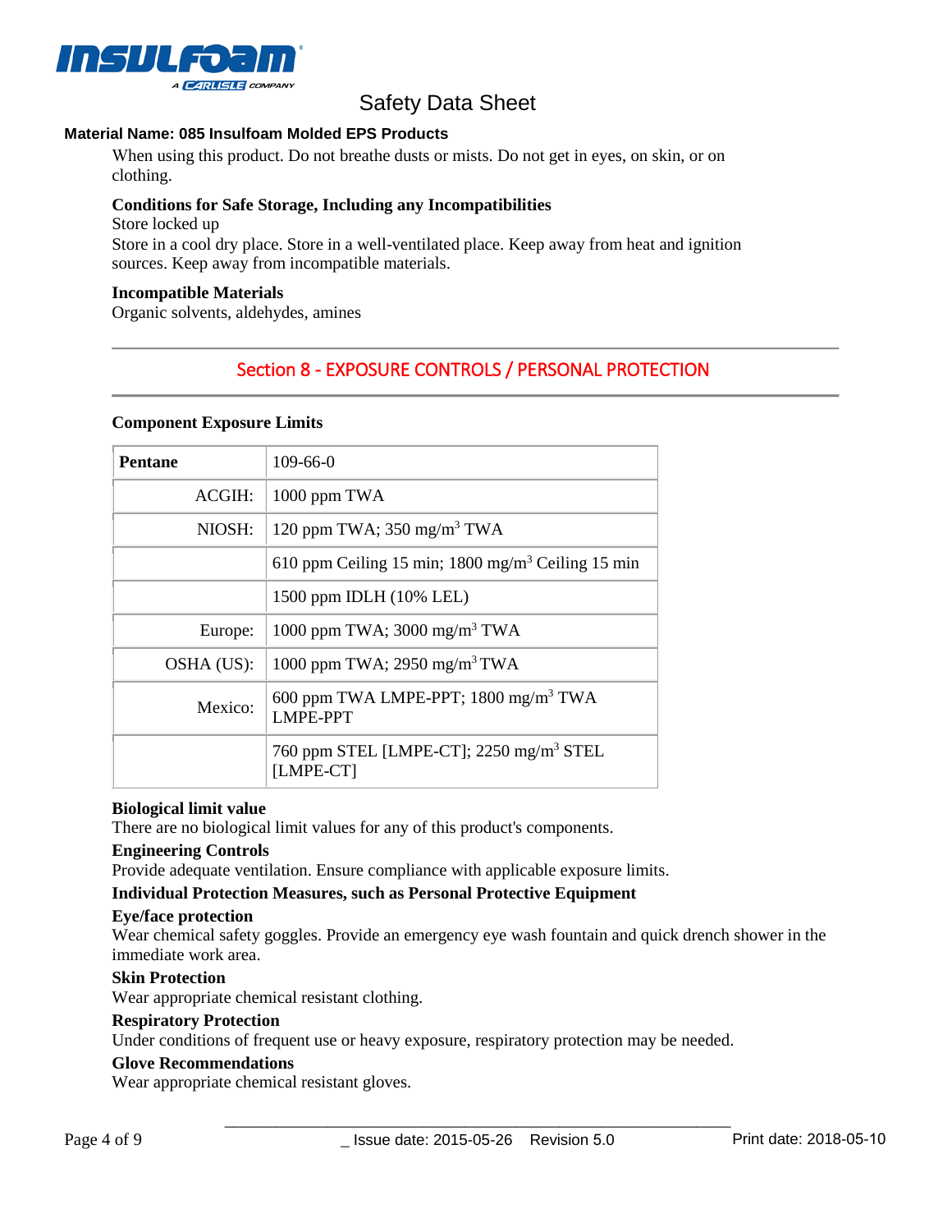When using this product. Do not breathe dusts or mists. Do not get in eyes, on skin, or on clothing.

**Conditions for Safe Storage, Including any Incompatibilities**

Store locked up

Store in a cool dry place. Store in a well-ventilated place. Keep away from heat and ignition sources. Keep away from incompatible materials.

**Incompatible Materials**

Organic solvents, aldehydes, amines

## Section 8 - EXPOSURE CONTROLS / PERSONAL PROTECTION

**Component Exposure Limits**

| **Pentane** | 109-66-0 |
|---|---|
| ACGIH: | 1000 ppm TWA |
| NIOSH: | 120 ppm TWA; 350 mg/m$^3$ TWA |
| | 610 ppm Ceiling 15 min; 1800 mg/m$^3$ Ceiling 15 min |
| | 1500 ppm IDLH (10% LEL) |
| Europe: | 1000 ppm TWA; 3000 mg/m$^3$ TWA |
| OSHA (US): | 1000 ppm TWA; 2950 mg/m$^3$ TWA |
| Mexico: | 600 ppm TWA LMPE-PPT; 1800 mg/m$^3$ TWA LMPE-PPT |
| | 760 ppm STEL [LMPE-CT]; 2250 mg/m$^3$ STEL [LMPE-CT] |

**Biological limit value**

There are no biological limit values for any of this product's components.

**Engineering Controls**

Provide adequate ventilation. Ensure compliance with applicable exposure limits.

**Individual Protection Measures, such as Personal Protective Equipment**

**Eye/face protection**

Wear chemical safety goggles. Provide an emergency eye wash fountain and quick drench shower in the immediate work area.

**Skin Protection**

Wear appropriate chemical resistant clothing.

**Respiratory Protection**

Under conditions of frequent use or heavy exposure, respiratory protection may be needed.

**Glove Recommendations**

Wear appropriate chemical resistant gloves.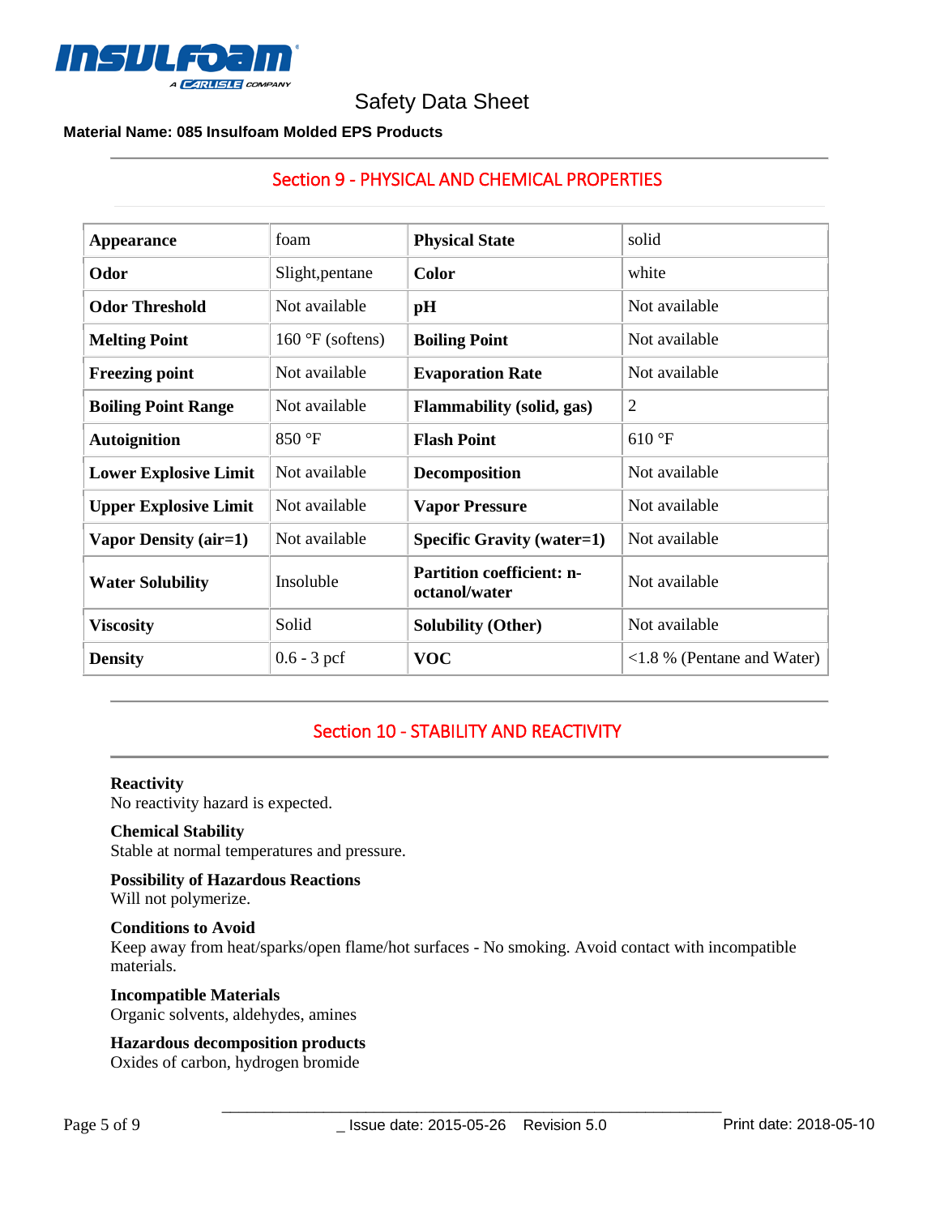## Section 9 - PHYSICAL AND CHEMICAL PROPERTIES

| | | | |
|---|---|---|---|
| **Appearance** | foam | **Physical State** | solid |
| **Odor** | Slight,pentane | **Color** | white |
| **Odor Threshold** | Not available | **pH** | Not available |
| **Melting Point** | 160 °F (softens) | **Boiling Point** | Not available |
| **Freezing point** | Not available | **Evaporation Rate** | Not available |
| **Boiling Point Range** | Not available | **Flammability (solid, gas)** | 2 |
| **Autoignition** | 850 °F | **Flash Point** | 610 °F |
| **Lower Explosive Limit** | Not available | **Decomposition** | Not available |
| **Upper Explosive Limit** | Not available | **Vapor Pressure** | Not available |
| **Vapor Density (air=1)** | Not available | **Specific Gravity (water=1)** | Not available |
| **Water Solubility** | Insoluble | **Partition coefficient: n-octanol/water** | Not available |
| **Viscosity** | Solid | **Solubility (Other)** | Not available |
| **Density** | 0.6 - 3 pcf | **VOC** | <1.8 % (Pentane and Water) |

## Section 10 - STABILITY AND REACTIVITY

**Reactivity**
No reactivity hazard is expected.

**Chemical Stability**
Stable at normal temperatures and pressure.

**Possibility of Hazardous Reactions**
Will not polymerize.

**Conditions to Avoid**
Keep away from heat/sparks/open flame/hot surfaces - No smoking. Avoid contact with incompatible materials.

**Incompatible Materials**
Organic solvents, aldehydes, amines

**Hazardous decomposition products**
Oxides of carbon, hydrogen bromide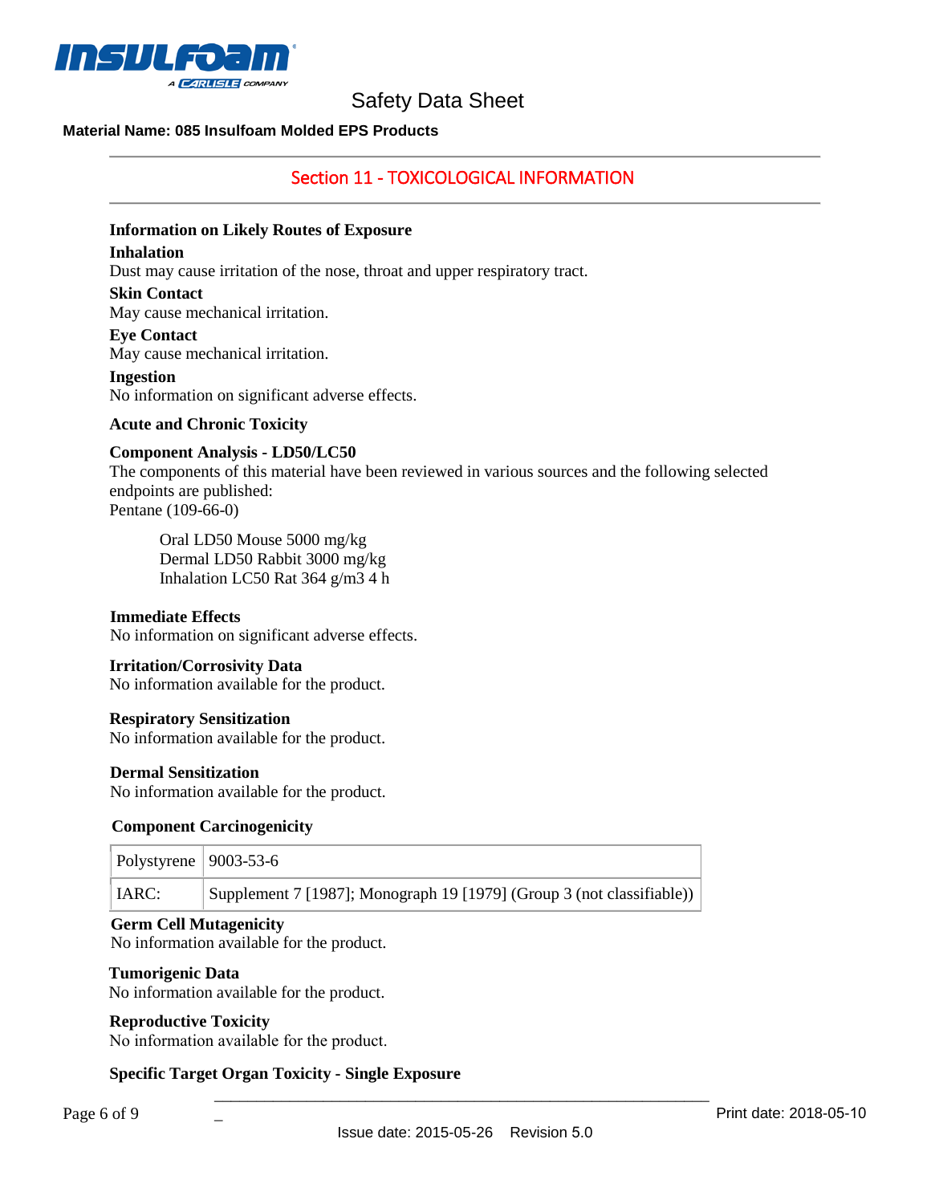## Section 11 - TOXICOLOGICAL INFORMATION

**Information on Likely Routes of Exposure**

**Inhalation**

Dust may cause irritation of the nose, throat and upper respiratory tract.

**Skin Contact**

May cause mechanical irritation.

**Eye Contact**

May cause mechanical irritation.

**Ingestion**

No information on significant adverse effects.

**Acute and Chronic Toxicity**

**Component Analysis - LD50/LC50**

The components of this material have been reviewed in various sources and the following selected endpoints are published:

Pentane (109-66-0)

Oral LD50 Mouse 5000 mg/kg
Dermal LD50 Rabbit 3000 mg/kg
Inhalation LC50 Rat 364 g/m3 4 h

**Immediate Effects**

No information on significant adverse effects.

**Irritation/Corrosivity Data**

No information available for the product.

**Respiratory Sensitization**

No information available for the product.

**Dermal Sensitization**

No information available for the product.

**Component Carcinogenicity**

| Polystyrene | 9003-53-6 |
|---|---|
| IARC: | Supplement 7 [1987]; Monograph 19 [1979] (Group 3 (not classifiable)) |

**Germ Cell Mutagenicity**

No information available for the product.

**Tumorigenic Data**

No information available for the product.

**Reproductive Toxicity**

No information available for the product.

**Specific Target Organ Toxicity - Single Exposure**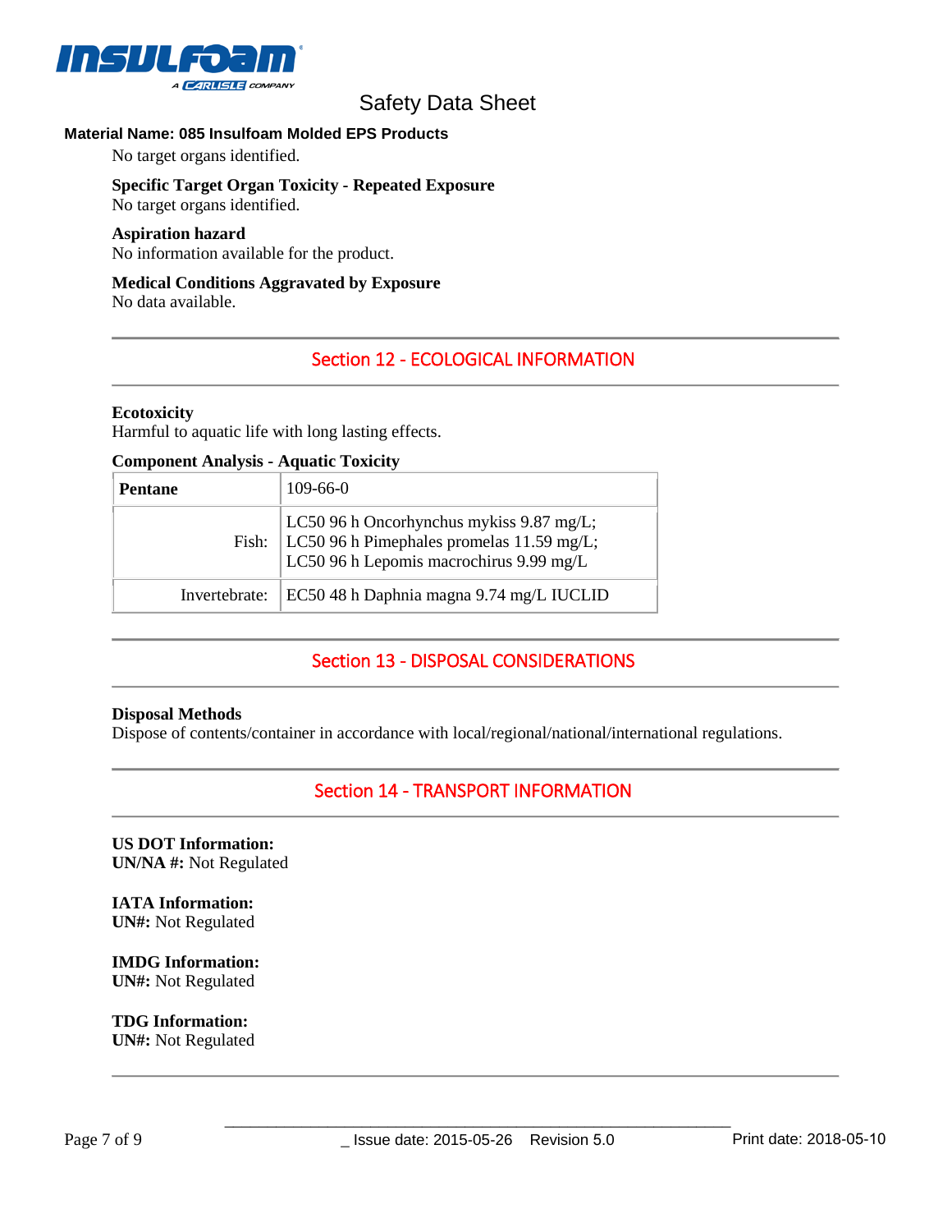Material Name: 085 Insulfoam Molded EPS Products

No target organs identified.

**Specific Target Organ Toxicity - Repeated Exposure**
No target organs identified.

**Aspiration hazard**
No information available for the product.

**Medical Conditions Aggravated by Exposure**
No data available.

## Section 12 - ECOLOGICAL INFORMATION

**Ecotoxicity**
Harmful to aquatic life with long lasting effects.

**Component Analysis - Aquatic Toxicity**

| **Pentane** | 109-66-0 |
|---|---|
| Fish: | LC50 96 h Oncorhynchus mykiss 9.87 mg/L; LC50 96 h Pimephales promelas 11.59 mg/L; LC50 96 h Lepomis macrochirus 9.99 mg/L |
| Invertebrate: | EC50 48 h Daphnia magna 9.74 mg/L IUCLID |

## Section 13 - DISPOSAL CONSIDERATIONS

**Disposal Methods**
Dispose of contents/container in accordance with local/regional/national/international regulations.

## Section 14 - TRANSPORT INFORMATION

**US DOT Information:**
**UN/NA #:** Not Regulated

**IATA Information:**
**UN#:** Not Regulated

**IMDG Information:**
**UN#:** Not Regulated

**TDG Information:**
**UN#:** Not Regulated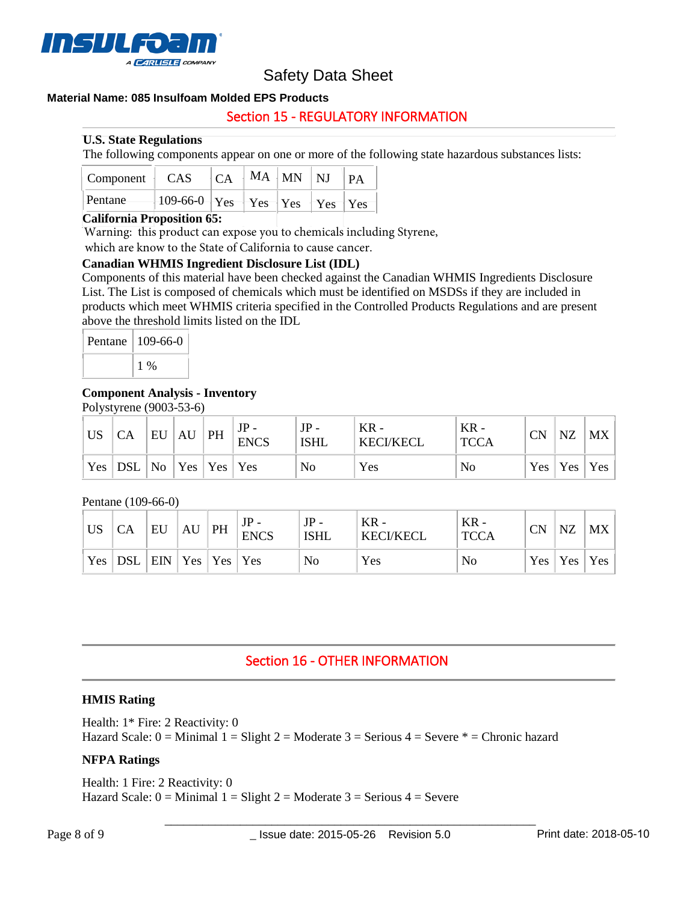Safety Data Sheet

**Material Name: 085 Insulfoam Molded EPS Products**

## Section 15 - REGULATORY INFORMATION

**U.S. State Regulations**

The following components appear on one or more of the following state hazardous substances lists:

| Component | CAS | CA | MA | MN | NJ | PA |
|---|---|---|---|---|---|---|
| Pentane | 109-66-0 | Yes | Yes | Yes | Yes | Yes |

**California Proposition 65:**

Warning: this product can expose you to chemicals including Styrene, which are know to the State of California to cause cancer.

**Canadian WHMIS Ingredient Disclosure List (IDL)**

Components of this material have been checked against the Canadian WHMIS Ingredients Disclosure List. The List is composed of chemicals which must be identified on MSDSs if they are included in products which meet WHMIS criteria specified in the Controlled Products Regulations and are present above the threshold limits listed on the IDL

| Pentane | 109-66-0 |
|---|---|
| | 1 % |

**Component Analysis - Inventory**

Polystyrene (9003-53-6)

| US | CA | EU | AU | PH | JP - ENCS | JP - ISHL | KR - KECI/KECL | KR - TCCA | CN | NZ | MX |
|---|---|---|---|---|---|---|---|---|---|---|---|
| Yes | DSL | No | Yes | Yes | Yes | No | Yes | No | Yes | Yes | Yes |

Pentane (109-66-0)

| US | CA | EU | AU | PH | JP - ENCS | JP - ISHL | KR - KECI/KECL | KR - TCCA | CN | NZ | MX |
|---|---|---|---|---|---|---|---|---|---|---|---|
| Yes | DSL | EIN | Yes | Yes | Yes | No | Yes | No | Yes | Yes | Yes |

## Section 16 - OTHER INFORMATION

**HMIS Rating**

Health: 1* Fire: 2 Reactivity: 0
Hazard Scale: 0 = Minimal 1 = Slight 2 = Moderate 3 = Serious 4 = Severe * = Chronic hazard

**NFPA Ratings**

Health: 1 Fire: 2 Reactivity: 0
Hazard Scale: 0 = Minimal 1 = Slight 2 = Moderate 3 = Serious 4 = Severe

Issue date: 2015-05-26 Revision 5.0 Print date: 2018-05-10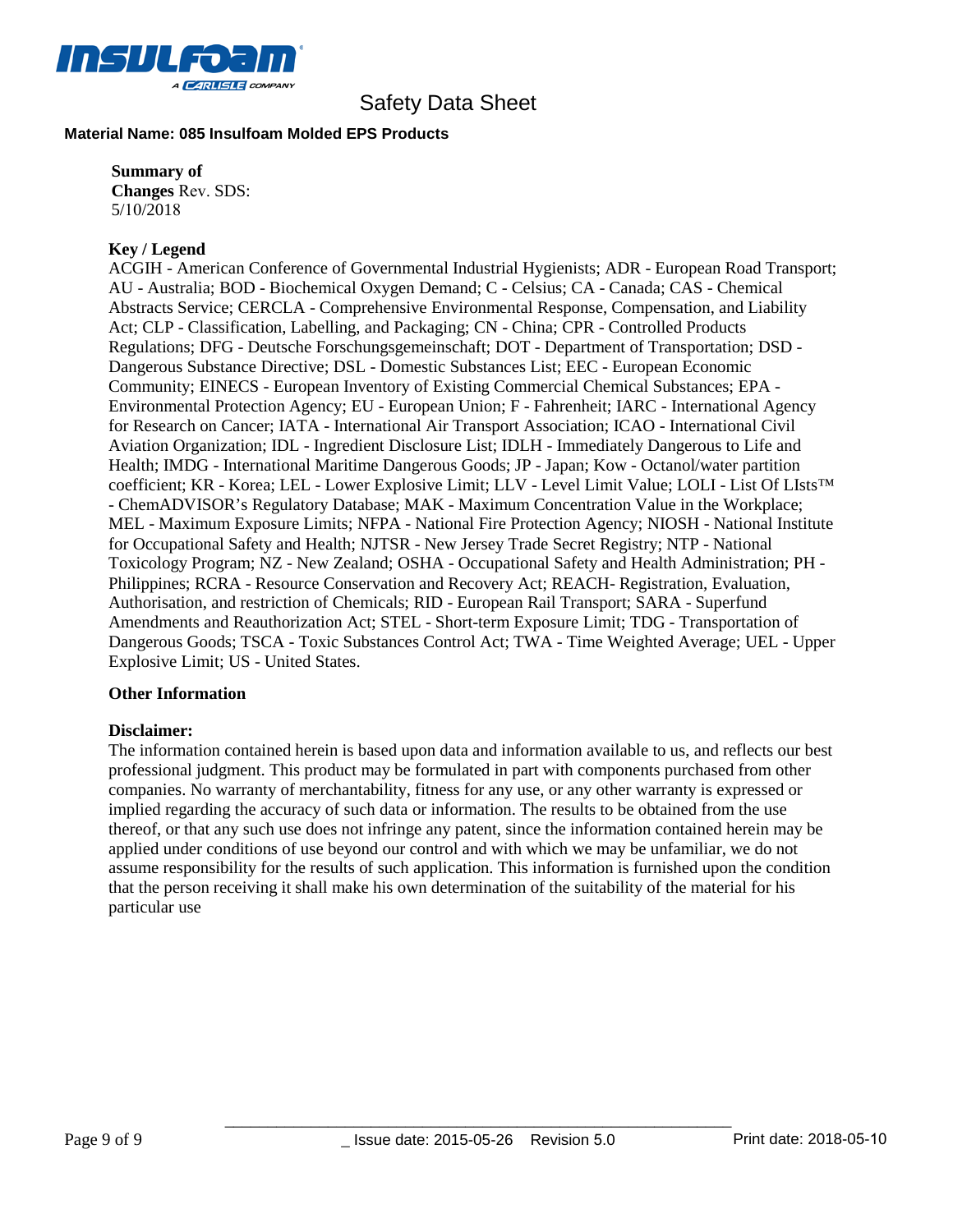**Summary of Changes** Rev. SDS: 5/10/2018

**Key / Legend**

ACGIH - American Conference of Governmental Industrial Hygienists; ADR - European Road Transport; AU - Australia; BOD - Biochemical Oxygen Demand; C - Celsius; CA - Canada; CAS - Chemical Abstracts Service; CERCLA - Comprehensive Environmental Response, Compensation, and Liability Act; CLP - Classification, Labelling, and Packaging; CN - China; CPR - Controlled Products Regulations; DFG - Deutsche Forschungsgemeinschaft; DOT - Department of Transportation; DSD - Dangerous Substance Directive; DSL - Domestic Substances List; EEC - European Economic Community; EINECS - European Inventory of Existing Commercial Chemical Substances; EPA - Environmental Protection Agency; EU - European Union; F - Fahrenheit; IARC - International Agency for Research on Cancer; IATA - International Air Transport Association; ICAO - International Civil Aviation Organization; IDL - Ingredient Disclosure List; IDLH - Immediately Dangerous to Life and Health; IMDG - International Maritime Dangerous Goods; JP - Japan; Kow - Octanol/water partition coefficient; KR - Korea; LEL - Lower Explosive Limit; LLV - Level Limit Value; LOLI - List Of LIsts™ - ChemADVISOR's Regulatory Database; MAK - Maximum Concentration Value in the Workplace; MEL - Maximum Exposure Limits; NFPA - National Fire Protection Agency; NIOSH - National Institute for Occupational Safety and Health; NJTSR - New Jersey Trade Secret Registry; NTP - National Toxicology Program; NZ - New Zealand; OSHA - Occupational Safety and Health Administration; PH - Philippines; RCRA - Resource Conservation and Recovery Act; REACH- Registration, Evaluation, Authorisation, and restriction of Chemicals; RID - European Rail Transport; SARA - Superfund Amendments and Reauthorization Act; STEL - Short-term Exposure Limit; TDG - Transportation of Dangerous Goods; TSCA - Toxic Substances Control Act; TWA - Time Weighted Average; UEL - Upper Explosive Limit; US - United States.

**Other Information**

**Disclaimer:**

The information contained herein is based upon data and information available to us, and reflects our best professional judgment. This product may be formulated in part with components purchased from other companies. No warranty of merchantability, fitness for any use, or any other warranty is expressed or implied regarding the accuracy of such data or information. The results to be obtained from the use thereof, or that any such use does not infringe any patent, since the information contained herein may be applied under conditions of use beyond our control and with which we may be unfamiliar, we do not assume responsibility for the results of such application. This information is furnished upon the condition that the person receiving it shall make his own determination of the suitability of the material for his particular use